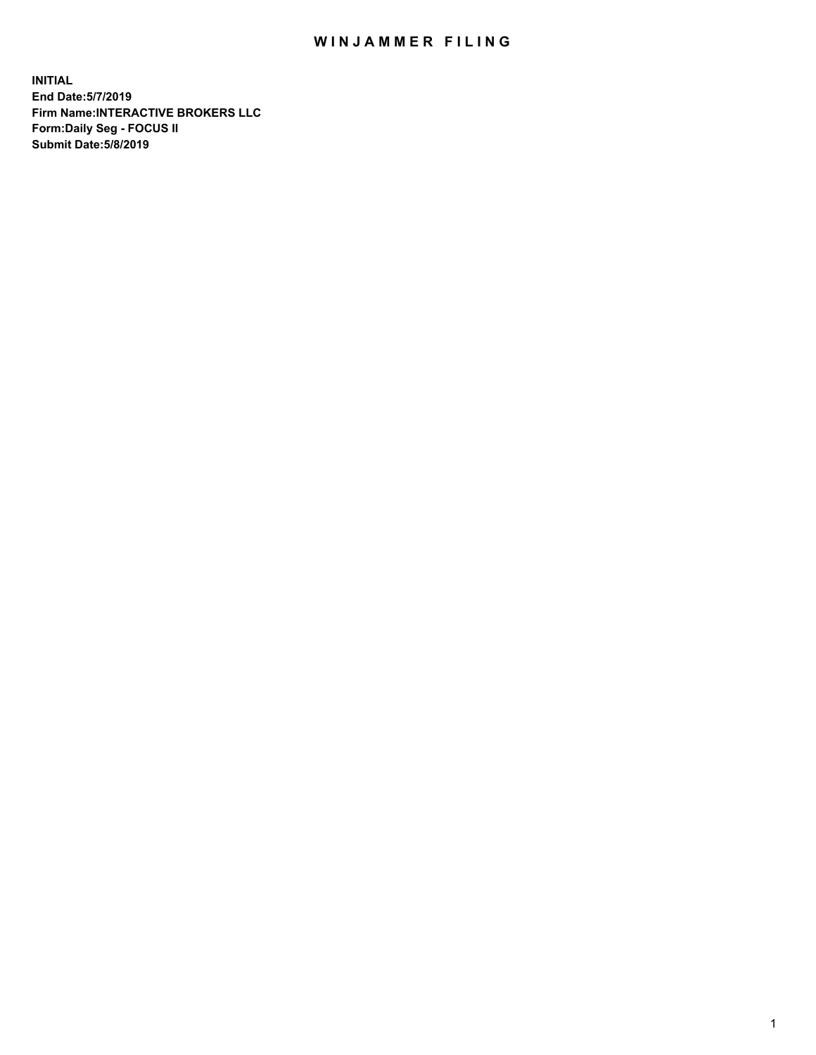# WINJAMMER FILING

**INITIAL**
**End Date:5/7/2019**
**Firm Name:INTERACTIVE BROKERS LLC**
**Form:Daily Seg - FOCUS II**
**Submit Date:5/8/2019**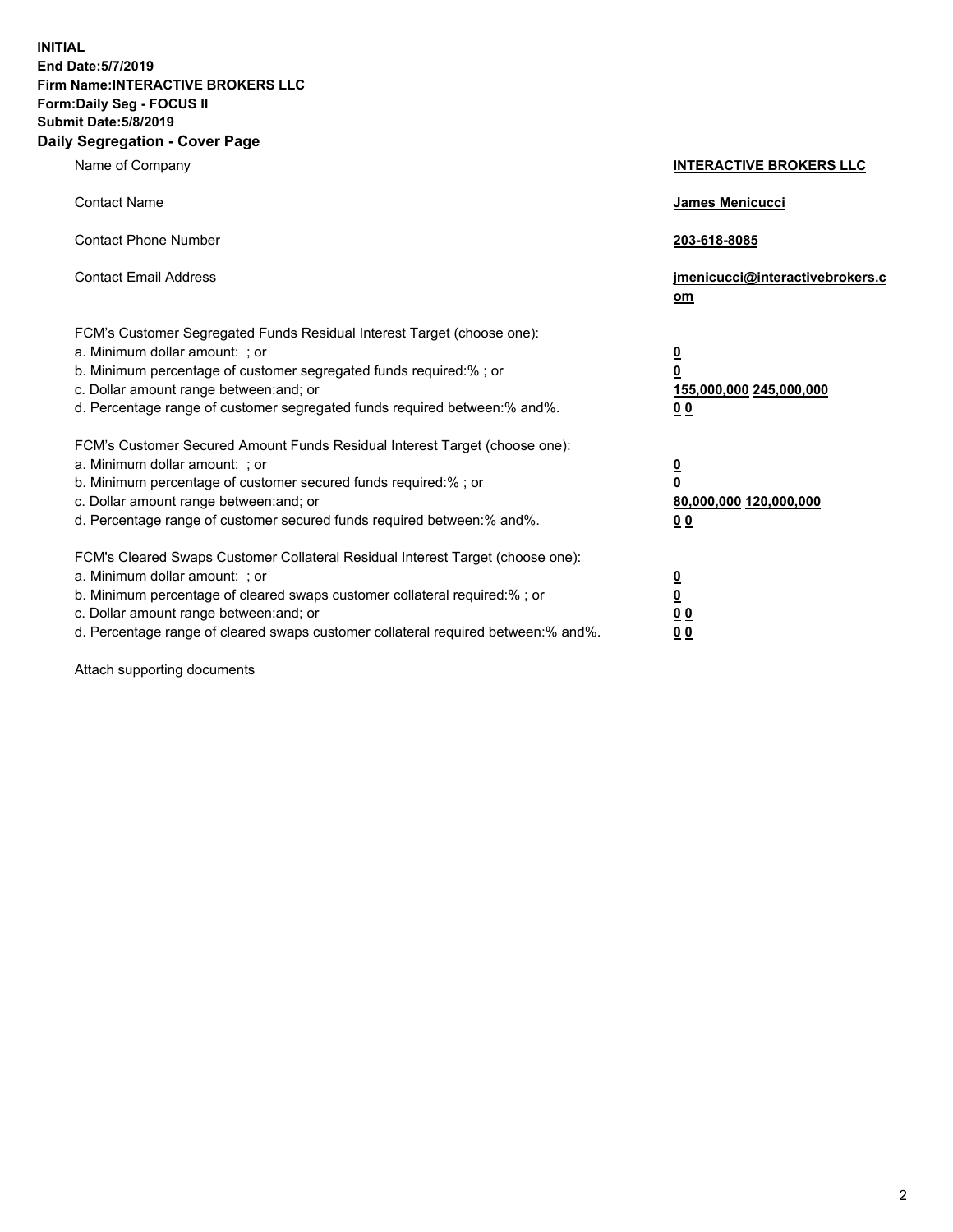**INITIAL**
**End Date:5/7/2019**
**Firm Name:INTERACTIVE BROKERS LLC**
**Form:Daily Seg - FOCUS II**
**Submit Date:5/8/2019**

## Daily Segregation - Cover Page

| | |
|---|---|
| Name of Company | **INTERACTIVE BROKERS LLC** |
| Contact Name | **James Menicucci** |
| Contact Phone Number | **203-618-8085** |
| Contact Email Address | **jmenicucci@interactivebrokers.com** |

FCM's Customer Segregated Funds Residual Interest Target (choose one):

| | |
|---|---|
| a. Minimum dollar amount: ; or | **0** |
| b. Minimum percentage of customer segregated funds required:% ; or | **0** |
| c. Dollar amount range between:and; or | **155,000,000 245,000,000** |
| d. Percentage range of customer segregated funds required between:% and%. | **0 0** |

FCM's Customer Secured Amount Funds Residual Interest Target (choose one):

| | |
|---|---|
| a. Minimum dollar amount: ; or | **0** |
| b. Minimum percentage of customer secured funds required:% ; or | **0** |
| c. Dollar amount range between:and; or | **80,000,000 120,000,000** |
| d. Percentage range of customer secured funds required between:% and%. | **0 0** |

FCM's Cleared Swaps Customer Collateral Residual Interest Target (choose one):

| | |
|---|---|
| a. Minimum dollar amount: ; or | **0** |
| b. Minimum percentage of cleared swaps customer collateral required:% ; or | **0** |
| c. Dollar amount range between:and; or | **0 0** |
| d. Percentage range of cleared swaps customer collateral required between:% and%. | **0 0** |

Attach supporting documents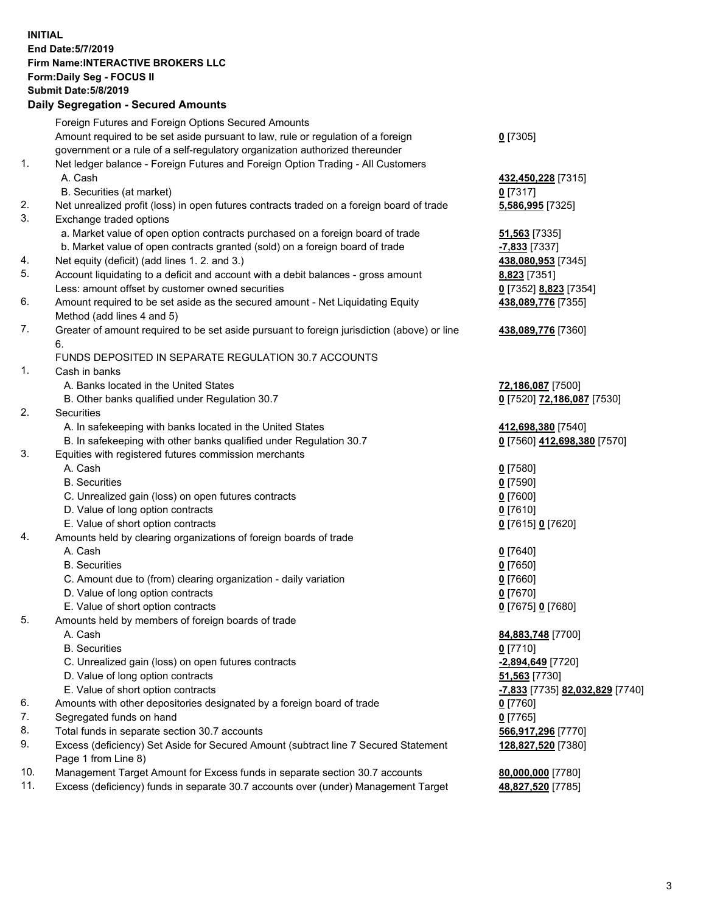**INITIAL**
**End Date:5/7/2019**
**Firm Name:INTERACTIVE BROKERS LLC**
**Form:Daily Seg - FOCUS II**
**Submit Date:5/8/2019**

## Daily Segregation - Secured Amounts

| | | |
|---|---|---|
| | Foreign Futures and Foreign Options Secured Amounts | |
| | Amount required to be set aside pursuant to law, rule or regulation of a foreign government or a rule of a self-regulatory organization authorized thereunder | **0** [7305] |
| 1. | Net ledger balance - Foreign Futures and Foreign Option Trading - All Customers | |
| | A. Cash | **432,450,228** [7315] |
| | B. Securities (at market) | **0** [7317] |
| 2. | Net unrealized profit (loss) in open futures contracts traded on a foreign board of trade | **5,586,995** [7325] |
| 3. | Exchange traded options | |
| | a. Market value of open option contracts purchased on a foreign board of trade | **51,563** [7335] |
| | b. Market value of open contracts granted (sold) on a foreign board of trade | **-7,833** [7337] |
| 4. | Net equity (deficit) (add lines 1. 2. and 3.) | **438,080,953** [7345] |
| 5. | Account liquidating to a deficit and account with a debit balances - gross amount | **8,823** [7351] |
| | Less: amount offset by customer owned securities | **0** [7352] **8,823** [7354] |
| 6. | Amount required to be set aside as the secured amount - Net Liquidating Equity Method (add lines 4 and 5) | **438,089,776** [7355] |
| 7. | Greater of amount required to be set aside pursuant to foreign jurisdiction (above) or line 6. | **438,089,776** [7360] |
| | FUNDS DEPOSITED IN SEPARATE REGULATION 30.7 ACCOUNTS | |
| 1. | Cash in banks | |
| | A. Banks located in the United States | **72,186,087** [7500] |
| | B. Other banks qualified under Regulation 30.7 | **0** [7520] **72,186,087** [7530] |
| 2. | Securities | |
| | A. In safekeeping with banks located in the United States | **412,698,380** [7540] |
| | B. In safekeeping with other banks qualified under Regulation 30.7 | **0** [7560] **412,698,380** [7570] |
| 3. | Equities with registered futures commission merchants | |
| | A. Cash | **0** [7580] |
| | B. Securities | **0** [7590] |
| | C. Unrealized gain (loss) on open futures contracts | **0** [7600] |
| | D. Value of long option contracts | **0** [7610] |
| | E. Value of short option contracts | **0** [7615] **0** [7620] |
| 4. | Amounts held by clearing organizations of foreign boards of trade | |
| | A. Cash | **0** [7640] |
| | B. Securities | **0** [7650] |
| | C. Amount due to (from) clearing organization - daily variation | **0** [7660] |
| | D. Value of long option contracts | **0** [7670] |
| | E. Value of short option contracts | **0** [7675] **0** [7680] |
| 5. | Amounts held by members of foreign boards of trade | |
| | A. Cash | **84,883,748** [7700] |
| | B. Securities | **0** [7710] |
| | C. Unrealized gain (loss) on open futures contracts | **-2,894,649** [7720] |
| | D. Value of long option contracts | **51,563** [7730] |
| | E. Value of short option contracts | **-7,833** [7735] **82,032,829** [7740] |
| 6. | Amounts with other depositories designated by a foreign board of trade | **0** [7760] |
| 7. | Segregated funds on hand | **0** [7765] |
| 8. | Total funds in separate section 30.7 accounts | **566,917,296** [7770] |
| 9. | Excess (deficiency) Set Aside for Secured Amount (subtract line 7 Secured Statement Page 1 from Line 8) | **128,827,520** [7380] |
| 10. | Management Target Amount for Excess funds in separate section 30.7 accounts | **80,000,000** [7780] |
| 11. | Excess (deficiency) funds in separate 30.7 accounts over (under) Management Target | **48,827,520** [7785] |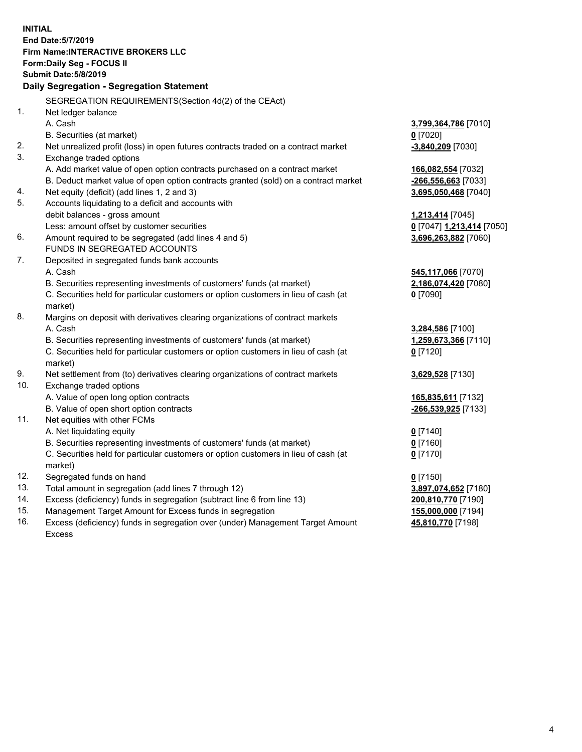**INITIAL**
**End Date:5/7/2019**
**Firm Name:INTERACTIVE BROKERS LLC**
**Form:Daily Seg - FOCUS II**
**Submit Date:5/8/2019**

**Daily Segregation - Segregation Statement**

SEGREGATION REQUIREMENTS(Section 4d(2) of the CEAct)

| | | |
|---|---|---|
| 1. | Net ledger balance | |
| | A. Cash | **3,799,364,786** [7010] |
| | B. Securities (at market) | **0** [7020] |
| 2. | Net unrealized profit (loss) in open futures contracts traded on a contract market | **-3,840,209** [7030] |
| 3. | Exchange traded options | |
| | A. Add market value of open option contracts purchased on a contract market | **166,082,554** [7032] |
| | B. Deduct market value of open option contracts granted (sold) on a contract market | **-266,556,663** [7033] |
| 4. | Net equity (deficit) (add lines 1, 2 and 3) | **3,695,050,468** [7040] |
| 5. | Accounts liquidating to a deficit and accounts with | |
| | debit balances - gross amount | **1,213,414** [7045] |
| | Less: amount offset by customer securities | **0** [7047] **1,213,414** [7050] |
| 6. | Amount required to be segregated (add lines 4 and 5) | **3,696,263,882** [7060] |
| | FUNDS IN SEGREGATED ACCOUNTS | |
| 7. | Deposited in segregated funds bank accounts | |
| | A. Cash | **545,117,066** [7070] |
| | B. Securities representing investments of customers' funds (at market) | **2,186,074,420** [7080] |
| | C. Securities held for particular customers or option customers in lieu of cash (at market) | **0** [7090] |
| 8. | Margins on deposit with derivatives clearing organizations of contract markets | |
| | A. Cash | **3,284,586** [7100] |
| | B. Securities representing investments of customers' funds (at market) | **1,259,673,366** [7110] |
| | C. Securities held for particular customers or option customers in lieu of cash (at market) | **0** [7120] |
| 9. | Net settlement from (to) derivatives clearing organizations of contract markets | **3,629,528** [7130] |
| 10. | Exchange traded options | |
| | A. Value of open long option contracts | **165,835,611** [7132] |
| | B. Value of open short option contracts | **-266,539,925** [7133] |
| 11. | Net equities with other FCMs | |
| | A. Net liquidating equity | **0** [7140] |
| | B. Securities representing investments of customers' funds (at market) | **0** [7160] |
| | C. Securities held for particular customers or option customers in lieu of cash (at market) | **0** [7170] |
| 12. | Segregated funds on hand | **0** [7150] |
| 13. | Total amount in segregation (add lines 7 through 12) | **3,897,074,652** [7180] |
| 14. | Excess (deficiency) funds in segregation (subtract line 6 from line 13) | **200,810,770** [7190] |
| 15. | Management Target Amount for Excess funds in segregation | **155,000,000** [7194] |
| 16. | Excess (deficiency) funds in segregation over (under) Management Target Amount Excess | **45,810,770** [7198] |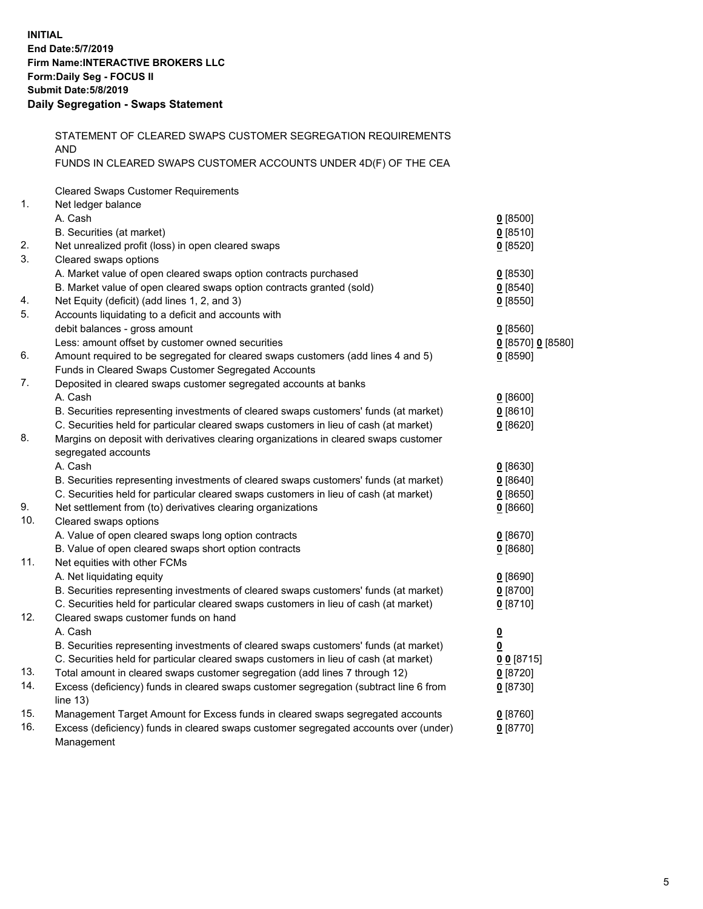**INITIAL**
**End Date:5/7/2019**
**Firm Name:INTERACTIVE BROKERS LLC**
**Form:Daily Seg - FOCUS II**
**Submit Date:5/8/2019**
**Daily Segregation - Swaps Statement**

STATEMENT OF CLEARED SWAPS CUSTOMER SEGREGATION REQUIREMENTS
AND
FUNDS IN CLEARED SWAPS CUSTOMER ACCOUNTS UNDER 4D(F) OF THE CEA

| | | |
|---|---|---|
| | Cleared Swaps Customer Requirements | |
| 1. | Net ledger balance | |
| | A. Cash | 0 [8500] |
| | B. Securities (at market) | 0 [8510] |
| 2. | Net unrealized profit (loss) in open cleared swaps | 0 [8520] |
| 3. | Cleared swaps options | |
| | A. Market value of open cleared swaps option contracts purchased | 0 [8530] |
| | B. Market value of open cleared swaps option contracts granted (sold) | 0 [8540] |
| 4. | Net Equity (deficit) (add lines 1, 2, and 3) | 0 [8550] |
| 5. | Accounts liquidating to a deficit and accounts with debit balances - gross amount | 0 [8560] |
| | Less: amount offset by customer owned securities | 0 [8570] 0 [8580] |
| 6. | Amount required to be segregated for cleared swaps customers (add lines 4 and 5) | 0 [8590] |
| | Funds in Cleared Swaps Customer Segregated Accounts | |
| 7. | Deposited in cleared swaps customer segregated accounts at banks | |
| | A. Cash | 0 [8600] |
| | B. Securities representing investments of cleared swaps customers' funds (at market) | 0 [8610] |
| | C. Securities held for particular cleared swaps customers in lieu of cash (at market) | 0 [8620] |
| 8. | Margins on deposit with derivatives clearing organizations in cleared swaps customer segregated accounts | |
| | A. Cash | 0 [8630] |
| | B. Securities representing investments of cleared swaps customers' funds (at market) | 0 [8640] |
| | C. Securities held for particular cleared swaps customers in lieu of cash (at market) | 0 [8650] |
| 9. | Net settlement from (to) derivatives clearing organizations | 0 [8660] |
| 10. | Cleared swaps options | |
| | A. Value of open cleared swaps long option contracts | 0 [8670] |
| | B. Value of open cleared swaps short option contracts | 0 [8680] |
| 11. | Net equities with other FCMs | |
| | A. Net liquidating equity | 0 [8690] |
| | B. Securities representing investments of cleared swaps customers' funds (at market) | 0 [8700] |
| | C. Securities held for particular cleared swaps customers in lieu of cash (at market) | 0 [8710] |
| 12. | Cleared swaps customer funds on hand | |
| | A. Cash | 0 |
| | B. Securities representing investments of cleared swaps customers' funds (at market) | 0 |
| | C. Securities held for particular cleared swaps customers in lieu of cash (at market) | 0 0 [8715] |
| 13. | Total amount in cleared swaps customer segregation (add lines 7 through 12) | 0 [8720] |
| 14. | Excess (deficiency) funds in cleared swaps customer segregation (subtract line 6 from line 13) | 0 [8730] |
| 15. | Management Target Amount for Excess funds in cleared swaps segregated accounts | 0 [8760] |
| 16. | Excess (deficiency) funds in cleared swaps customer segregated accounts over (under) Management | 0 [8770] |